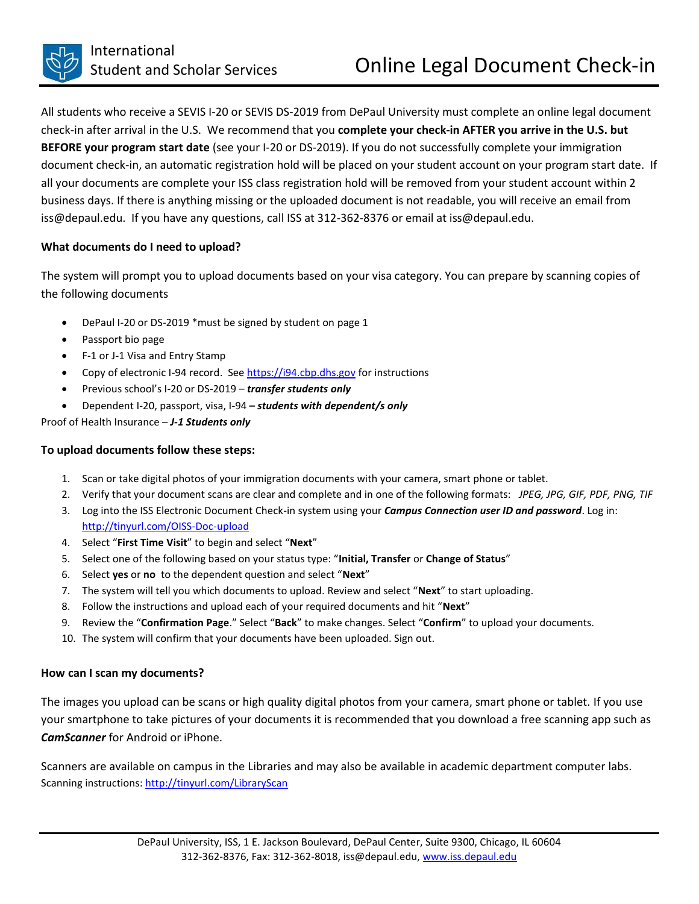International Student and Scholar Services

# Online Legal Document Check-in

All students who receive a SEVIS I-20 or SEVIS DS-2019 from DePaul University must complete an online legal document check-in after arrival in the U.S. We recommend that you **complete your check-in AFTER you arrive in the U.S. but BEFORE your program start date** (see your I-20 or DS-2019). If you do not successfully complete your immigration document check-in, an automatic registration hold will be placed on your student account on your program start date. If all your documents are complete your ISS class registration hold will be removed from your student account within 2 business days. If there is anything missing or the uploaded document is not readable, you will receive an email from iss@depaul.edu. If you have any questions, call ISS at 312-362-8376 or email at iss@depaul.edu.

### What documents do I need to upload?

The system will prompt you to upload documents based on your visa category. You can prepare by scanning copies of the following documents

- DePaul I-20 or DS-2019 *must be signed by student on page 1
- Passport bio page
- F-1 or J-1 Visa and Entry Stamp
- Copy of electronic I-94 record. See https://i94.cbp.dhs.gov for instructions
- Previous school's I-20 or DS-2019 – ***transfer students only***
- Dependent I-20, passport, visa, I-94 – ***students with dependent/s only***

Proof of Health Insurance – ***J-1 Students only***

### To upload documents follow these steps:

1. Scan or take digital photos of your immigration documents with your camera, smart phone or tablet.
2. Verify that your document scans are clear and complete and in one of the following formats: *JPEG, JPG, GIF, PDF, PNG, TIF*
3. Log into the ISS Electronic Document Check-in system using your ***Campus Connection user ID and password***. Log in: http://tinyurl.com/OISS-Doc-upload
4. Select "**First Time Visit**" to begin and select "**Next**"
5. Select one of the following based on your status type: "**Initial, Transfer** or **Change of Status**"
6. Select **yes** or **no** to the dependent question and select "**Next**"
7. The system will tell you which documents to upload. Review and select "**Next**" to start uploading.
8. Follow the instructions and upload each of your required documents and hit "**Next**"
9. Review the "**Confirmation Page**." Select "**Back**" to make changes. Select "**Confirm**" to upload your documents.
10. The system will confirm that your documents have been uploaded. Sign out.

### How can I scan my documents?

The images you upload can be scans or high quality digital photos from your camera, smart phone or tablet. If you use your smartphone to take pictures of your documents it is recommended that you download a free scanning app such as ***CamScanner*** for Android or iPhone.

Scanners are available on campus in the Libraries and may also be available in academic department computer labs.
Scanning instructions: http://tinyurl.com/LibraryScan

DePaul University, ISS, 1 E. Jackson Boulevard, DePaul Center, Suite 9300, Chicago, IL 60604
312-362-8376, Fax: 312-362-8018, iss@depaul.edu, www.iss.depaul.edu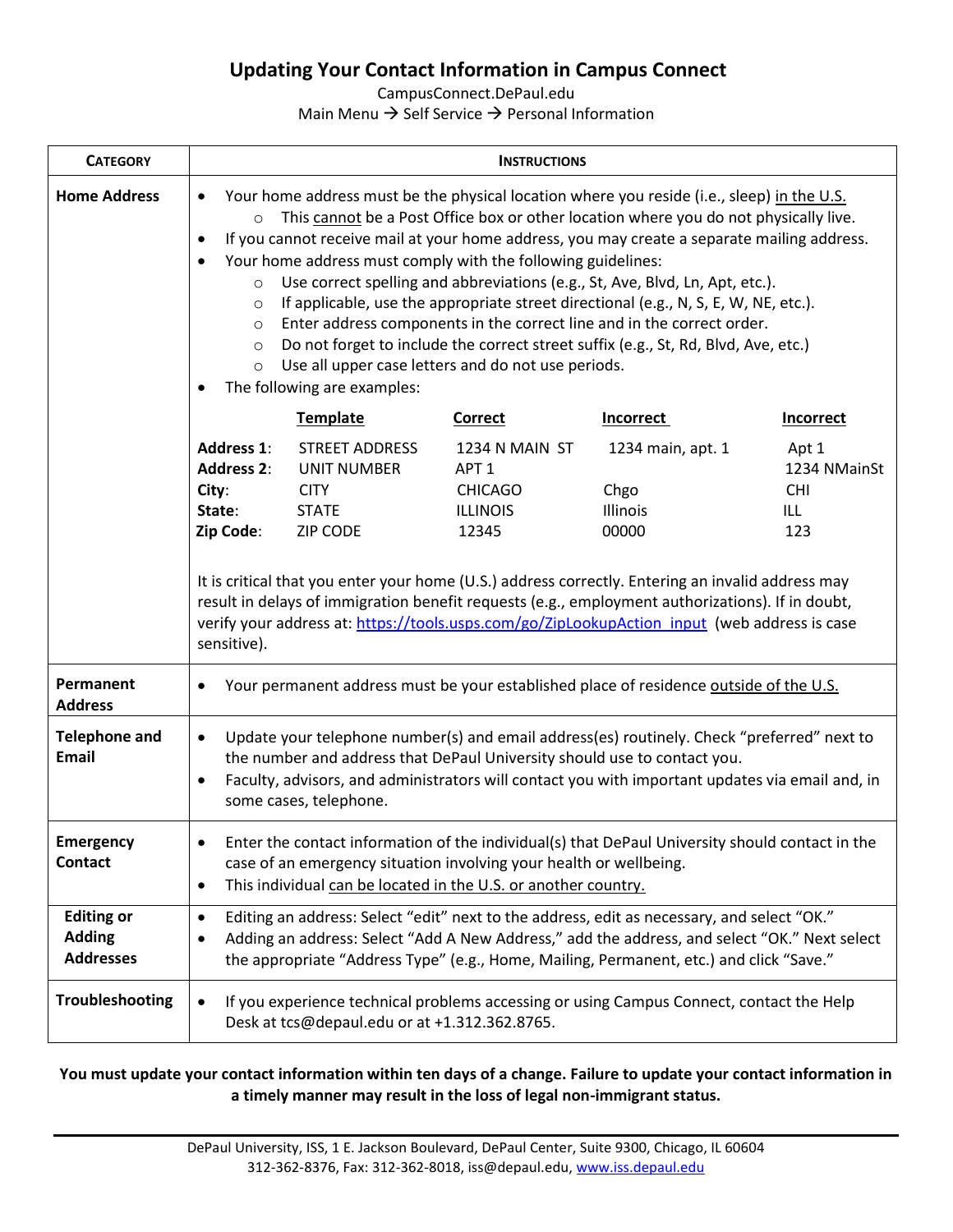# Updating Your Contact Information in Campus Connect

CampusConnect.DePaul.edu

Main Menu → Self Service → Personal Information

| **CATEGORY** | **INSTRUCTIONS** |
|---|---|
| **Home Address** | • Your home address must be the physical location where you reside (i.e., sleep) in the U.S.<br>  ○ This cannot be a Post Office box or other location where you do not physically live.<br>• If you cannot receive mail at your home address, you may create a separate mailing address.<br>• Your home address must comply with the following guidelines:<br>  ○ Use correct spelling and abbreviations (e.g., St, Ave, Blvd, Ln, Apt, etc.).<br>  ○ If applicable, use the appropriate street directional (e.g., N, S, E, W, NE, etc.).<br>  ○ Enter address components in the correct line and in the correct order.<br>  ○ Do not forget to include the correct street suffix (e.g., St, Rd, Blvd, Ave, etc.)<br>  ○ Use all upper case letters and do not use periods.<br>• The following are examples:<br><br>\| \| **Template** \| **Correct** \| **Incorrect** \| **Incorrect** \|<br>\| **Address 1**: \| STREET ADDRESS \| 1234 N MAIN ST \| 1234 main, apt. 1 \| Apt 1 \|<br>\| **Address 2**: \| UNIT NUMBER \| APT 1 \| \| 1234 NMainSt \|<br>\| **City**: \| CITY \| CHICAGO \| Chgo \| CHI \|<br>\| **State**: \| STATE \| ILLINOIS \| Illinois \| ILL \|<br>\| **Zip Code**: \| ZIP CODE \| 12345 \| 00000 \| 123 \|<br><br>It is critical that you enter your home (U.S.) address correctly. Entering an invalid address may result in delays of immigration benefit requests (e.g., employment authorizations). If in doubt, verify your address at: https://tools.usps.com/go/ZipLookupAction_input (web address is case sensitive). |
| **Permanent Address** | • Your permanent address must be your established place of residence outside of the U.S. |
| **Telephone and Email** | • Update your telephone number(s) and email address(es) routinely. Check "preferred" next to the number and address that DePaul University should use to contact you.<br>• Faculty, advisors, and administrators will contact you with important updates via email and, in some cases, telephone. |
| **Emergency Contact** | • Enter the contact information of the individual(s) that DePaul University should contact in the case of an emergency situation involving your health or wellbeing.<br>• This individual can be located in the U.S. or another country. |
| **Editing or Adding Addresses** | • Editing an address: Select "edit" next to the address, edit as necessary, and select "OK."<br>• Adding an address: Select "Add A New Address," add the address, and select "OK." Next select the appropriate "Address Type" (e.g., Home, Mailing, Permanent, etc.) and click "Save." |
| **Troubleshooting** | • If you experience technical problems accessing or using Campus Connect, contact the Help Desk at tcs@depaul.edu or at +1.312.362.8765. |

**You must update your contact information within ten days of a change. Failure to update your contact information in a timely manner may result in the loss of legal non-immigrant status.**

DePaul University, ISS, 1 E. Jackson Boulevard, DePaul Center, Suite 9300, Chicago, IL 60604
312-362-8376, Fax: 312-362-8018, iss@depaul.edu, www.iss.depaul.edu